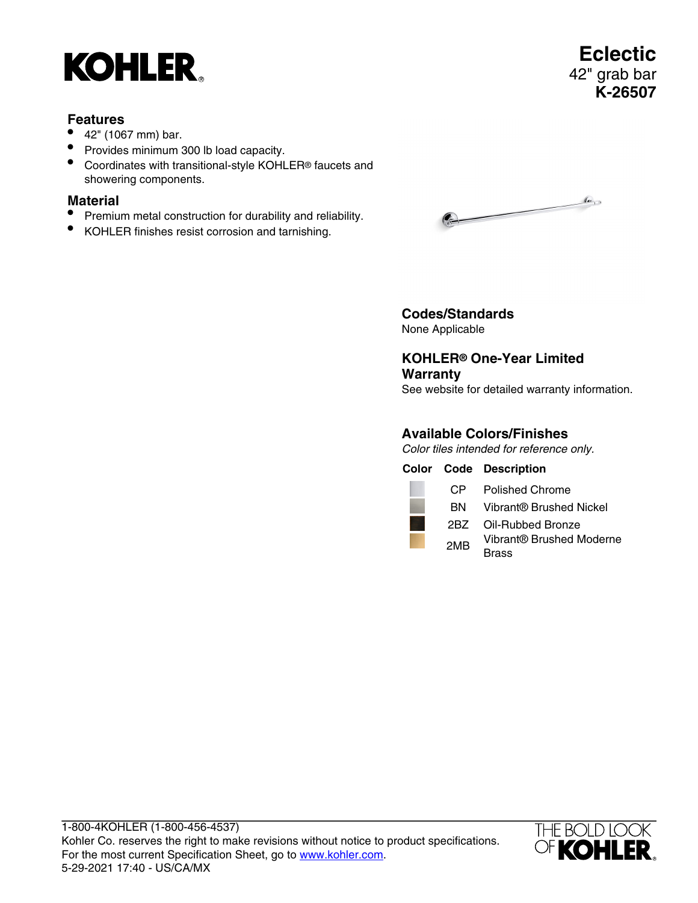# Eclectic

42" grab bar

**K-26507**

## Features

- 42" (1067 mm) bar.
- Provides minimum 300 lb load capacity.
- Coordinates with transitional-style KOHLER® faucets and showering components.

## Material

- Premium metal construction for durability and reliability.
- KOHLER finishes resist corrosion and tarnishing.

## Codes/Standards

None Applicable

## KOHLER® One-Year Limited Warranty

See website for detailed warranty information.

## Available Colors/Finishes

*Color tiles intended for reference only.*

| Color | Code | Description |
|---|---|---|
| | CP | Polished Chrome |
| | BN | Vibrant® Brushed Nickel |
| | 2BZ | Oil-Rubbed Bronze |
| | 2MB | Vibrant® Brushed Moderne Brass |

1-800-4KOHLER (1-800-456-4537)
Kohler Co. reserves the right to make revisions without notice to product specifications.
For the most current Specification Sheet, go to www.kohler.com.
5-29-2021 17:40 - US/CA/MX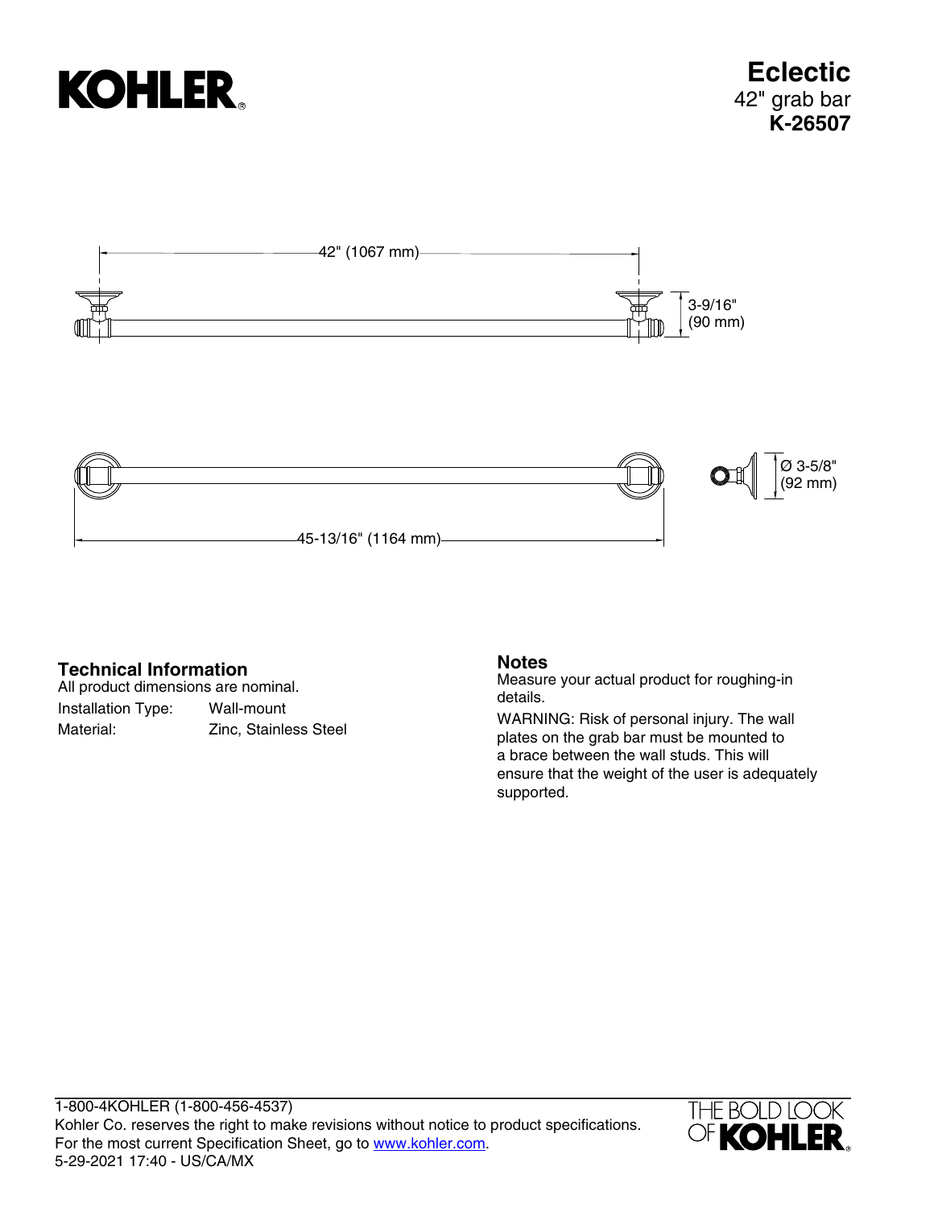# Eclectic

42" grab bar

**K-26507**

42" (1067 mm)

3-9/16"
(90 mm)

Ø 3-5/8"
(92 mm)

45-13/16" (1164 mm)

## Technical Information

All product dimensions are nominal.

| | |
|---|---|
| Installation Type: | Wall-mount |
| Material: | Zinc, Stainless Steel |

## Notes

Measure your actual product for roughing-in details.

WARNING: Risk of personal injury. The wall plates on the grab bar must be mounted to a brace between the wall studs. This will ensure that the weight of the user is adequately supported.

1-800-4KOHLER (1-800-456-4537)
Kohler Co. reserves the right to make revisions without notice to product specifications.
For the most current Specification Sheet, go to www.kohler.com.
5-29-2021 17:40 - US/CA/MX